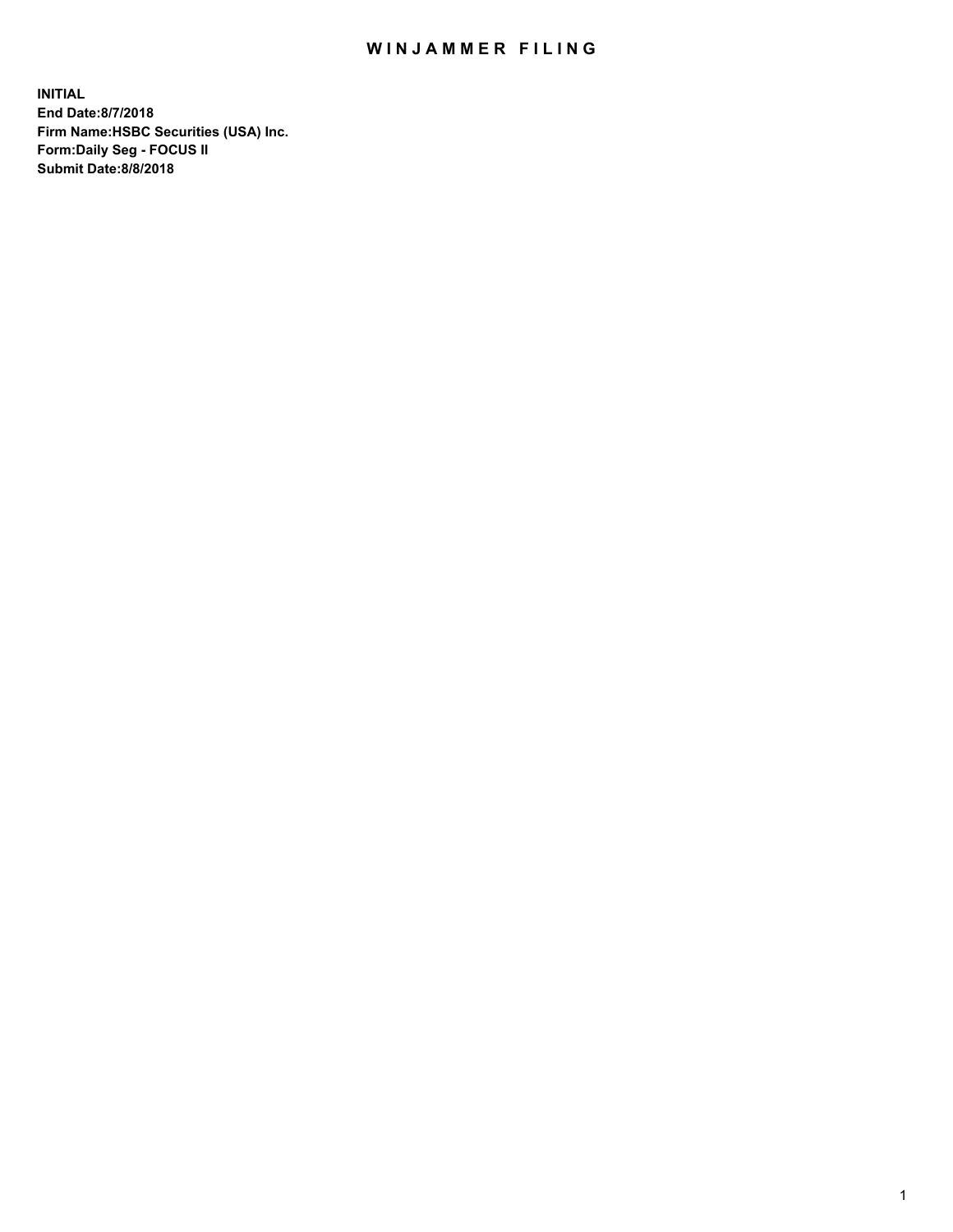# WINJAMMER FILING

**INITIAL**
**End Date:8/7/2018**
**Firm Name:HSBC Securities (USA) Inc.**
**Form:Daily Seg - FOCUS II**
**Submit Date:8/8/2018**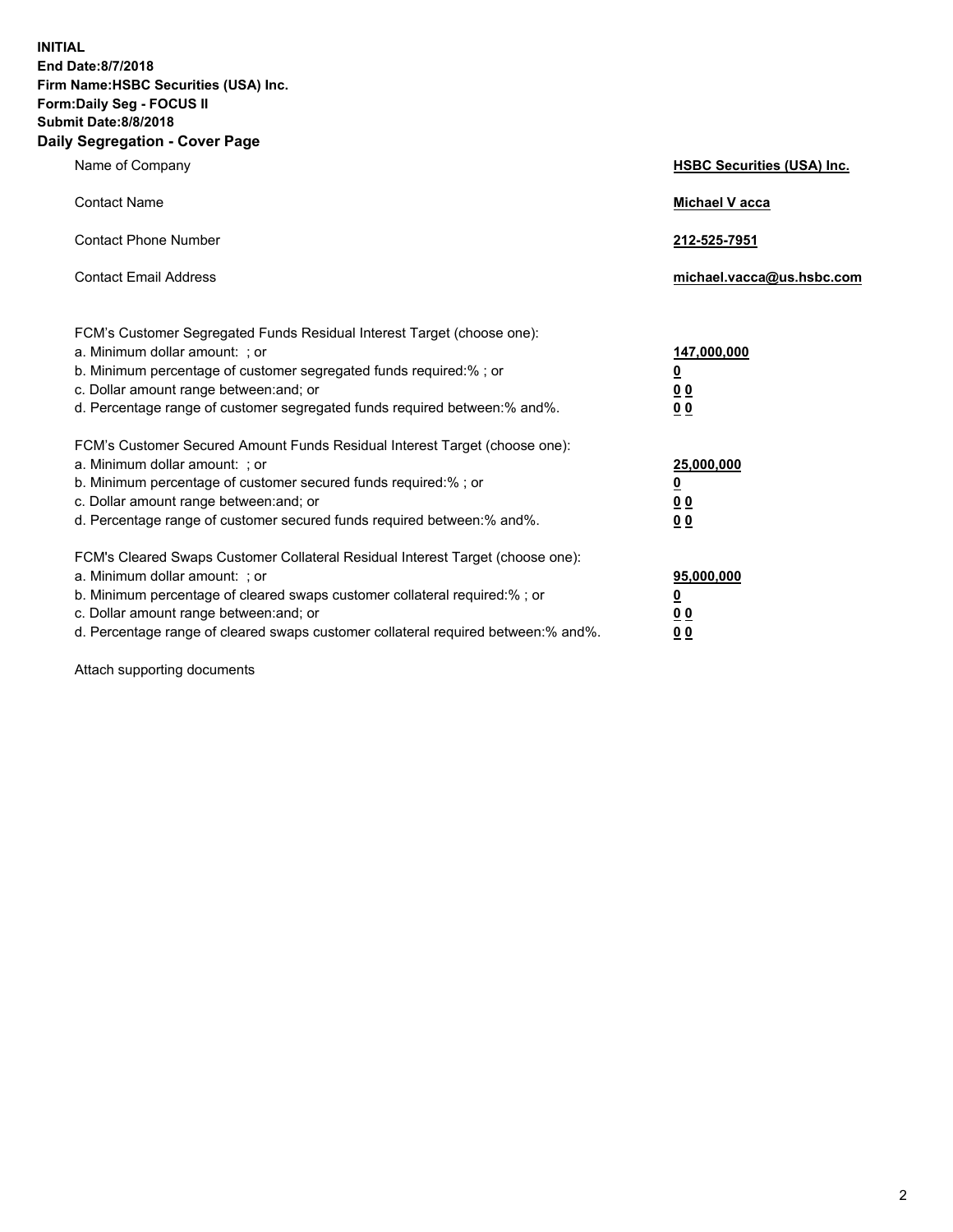**INITIAL**
**End Date:8/7/2018**
**Firm Name:HSBC Securities (USA) Inc.**
**Form:Daily Seg - FOCUS II**
**Submit Date:8/8/2018**
**Daily Segregation - Cover Page**

| | |
|---|---|
| Name of Company | **HSBC Securities (USA) Inc.** |
| Contact Name | **Michael V acca** |
| Contact Phone Number | **212-525-7951** |
| Contact Email Address | **michael.vacca@us.hsbc.com** |

| | |
|---|---|
| FCM's Customer Segregated Funds Residual Interest Target (choose one): | |
| a. Minimum dollar amount: ; or | **147,000,000** |
| b. Minimum percentage of customer segregated funds required:% ; or | **0** |
| c. Dollar amount range between:and; or | **0 0** |
| d. Percentage range of customer segregated funds required between:% and%. | **0 0** |
| FCM's Customer Secured Amount Funds Residual Interest Target (choose one): | |
| a. Minimum dollar amount: ; or | **25,000,000** |
| b. Minimum percentage of customer secured funds required:% ; or | **0** |
| c. Dollar amount range between:and; or | **0 0** |
| d. Percentage range of customer secured funds required between:% and%. | **0 0** |
| FCM's Cleared Swaps Customer Collateral Residual Interest Target (choose one): | |
| a. Minimum dollar amount: ; or | **95,000,000** |
| b. Minimum percentage of cleared swaps customer collateral required:% ; or | **0** |
| c. Dollar amount range between:and; or | **0 0** |
| d. Percentage range of cleared swaps customer collateral required between:% and%. | **0 0** |

Attach supporting documents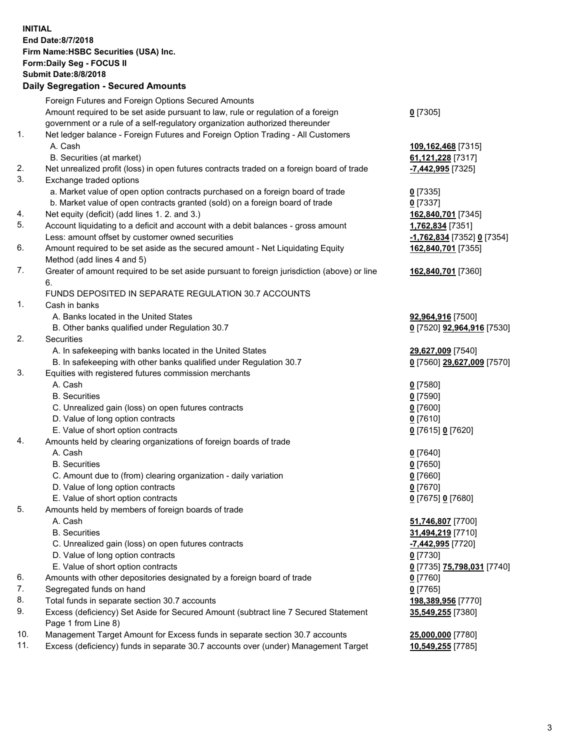**INITIAL**
**End Date:8/7/2018**
**Firm Name:HSBC Securities (USA) Inc.**
**Form:Daily Seg - FOCUS II**
**Submit Date:8/8/2018**

**Daily Segregation - Secured Amounts**

| | | |
|---|---|---|
| | Foreign Futures and Foreign Options Secured Amounts | |
| | Amount required to be set aside pursuant to law, rule or regulation of a foreign government or a rule of a self-regulatory organization authorized thereunder | **0** [7305] |
| 1. | Net ledger balance - Foreign Futures and Foreign Option Trading - All Customers | |
| | A. Cash | **109,162,468** [7315] |
| | B. Securities (at market) | **61,121,228** [7317] |
| 2. | Net unrealized profit (loss) in open futures contracts traded on a foreign board of trade | **-7,442,995** [7325] |
| 3. | Exchange traded options | |
| | a. Market value of open option contracts purchased on a foreign board of trade | **0** [7335] |
| | b. Market value of open contracts granted (sold) on a foreign board of trade | **0** [7337] |
| 4. | Net equity (deficit) (add lines 1. 2. and 3.) | **162,840,701** [7345] |
| 5. | Account liquidating to a deficit and account with a debit balances - gross amount | **1,762,834** [7351] |
| | Less: amount offset by customer owned securities | **-1,762,834** [7352] **0** [7354] |
| 6. | Amount required to be set aside as the secured amount - Net Liquidating Equity Method (add lines 4 and 5) | **162,840,701** [7355] |
| 7. | Greater of amount required to be set aside pursuant to foreign jurisdiction (above) or line 6. | **162,840,701** [7360] |
| | FUNDS DEPOSITED IN SEPARATE REGULATION 30.7 ACCOUNTS | |
| 1. | Cash in banks | |
| | A. Banks located in the United States | **92,964,916** [7500] |
| | B. Other banks qualified under Regulation 30.7 | **0** [7520] **92,964,916** [7530] |
| 2. | Securities | |
| | A. In safekeeping with banks located in the United States | **29,627,009** [7540] |
| | B. In safekeeping with other banks qualified under Regulation 30.7 | **0** [7560] **29,627,009** [7570] |
| 3. | Equities with registered futures commission merchants | |
| | A. Cash | **0** [7580] |
| | B. Securities | **0** [7590] |
| | C. Unrealized gain (loss) on open futures contracts | **0** [7600] |
| | D. Value of long option contracts | **0** [7610] |
| | E. Value of short option contracts | **0** [7615] **0** [7620] |
| 4. | Amounts held by clearing organizations of foreign boards of trade | |
| | A. Cash | **0** [7640] |
| | B. Securities | **0** [7650] |
| | C. Amount due to (from) clearing organization - daily variation | **0** [7660] |
| | D. Value of long option contracts | **0** [7670] |
| | E. Value of short option contracts | **0** [7675] **0** [7680] |
| 5. | Amounts held by members of foreign boards of trade | |
| | A. Cash | **51,746,807** [7700] |
| | B. Securities | **31,494,219** [7710] |
| | C. Unrealized gain (loss) on open futures contracts | **-7,442,995** [7720] |
| | D. Value of long option contracts | **0** [7730] |
| | E. Value of short option contracts | **0** [7735] **75,798,031** [7740] |
| 6. | Amounts with other depositories designated by a foreign board of trade | **0** [7760] |
| 7. | Segregated funds on hand | **0** [7765] |
| 8. | Total funds in separate section 30.7 accounts | **198,389,956** [7770] |
| 9. | Excess (deficiency) Set Aside for Secured Amount (subtract line 7 Secured Statement Page 1 from Line 8) | **35,549,255** [7380] |
| 10. | Management Target Amount for Excess funds in separate section 30.7 accounts | **25,000,000** [7780] |
| 11. | Excess (deficiency) funds in separate 30.7 accounts over (under) Management Target | **10,549,255** [7785] |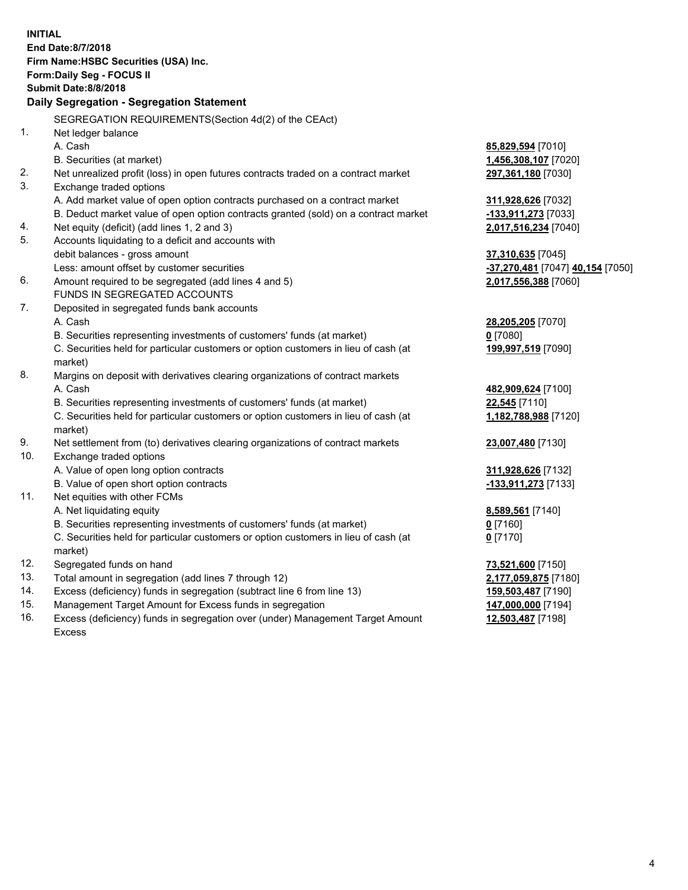**INITIAL**
**End Date:8/7/2018**
**Firm Name:HSBC Securities (USA) Inc.**
**Form:Daily Seg - FOCUS II**
**Submit Date:8/8/2018**

**Daily Segregation - Segregation Statement**

SEGREGATION REQUIREMENTS(Section 4d(2) of the CEAct)

| | | |
|---|---|---|
| 1. | Net ledger balance | |
| | A. Cash | **85,829,594** [7010] |
| | B. Securities (at market) | **1,456,308,107** [7020] |
| 2. | Net unrealized profit (loss) in open futures contracts traded on a contract market | **297,361,180** [7030] |
| 3. | Exchange traded options | |
| | A. Add market value of open option contracts purchased on a contract market | **311,928,626** [7032] |
| | B. Deduct market value of open option contracts granted (sold) on a contract market | **-133,911,273** [7033] |
| 4. | Net equity (deficit) (add lines 1, 2 and 3) | **2,017,516,234** [7040] |
| 5. | Accounts liquidating to a deficit and accounts with debit balances - gross amount | **37,310,635** [7045] |
| | Less: amount offset by customer securities | **-37,270,481** [7047] **40,154** [7050] |
| 6. | Amount required to be segregated (add lines 4 and 5) | **2,017,556,388** [7060] |
| | FUNDS IN SEGREGATED ACCOUNTS | |
| 7. | Deposited in segregated funds bank accounts | |
| | A. Cash | **28,205,205** [7070] |
| | B. Securities representing investments of customers' funds (at market) | **0** [7080] |
| | C. Securities held for particular customers or option customers in lieu of cash (at market) | **199,997,519** [7090] |
| 8. | Margins on deposit with derivatives clearing organizations of contract markets | |
| | A. Cash | **482,909,624** [7100] |
| | B. Securities representing investments of customers' funds (at market) | **22,545** [7110] |
| | C. Securities held for particular customers or option customers in lieu of cash (at market) | **1,182,788,988** [7120] |
| 9. | Net settlement from (to) derivatives clearing organizations of contract markets | **23,007,480** [7130] |
| 10. | Exchange traded options | |
| | A. Value of open long option contracts | **311,928,626** [7132] |
| | B. Value of open short option contracts | **-133,911,273** [7133] |
| 11. | Net equities with other FCMs | |
| | A. Net liquidating equity | **8,589,561** [7140] |
| | B. Securities representing investments of customers' funds (at market) | **0** [7160] |
| | C. Securities held for particular customers or option customers in lieu of cash (at market) | **0** [7170] |
| 12. | Segregated funds on hand | **73,521,600** [7150] |
| 13. | Total amount in segregation (add lines 7 through 12) | **2,177,059,875** [7180] |
| 14. | Excess (deficiency) funds in segregation (subtract line 6 from line 13) | **159,503,487** [7190] |
| 15. | Management Target Amount for Excess funds in segregation | **147,000,000** [7194] |
| 16. | Excess (deficiency) funds in segregation over (under) Management Target Amount Excess | **12,503,487** [7198] |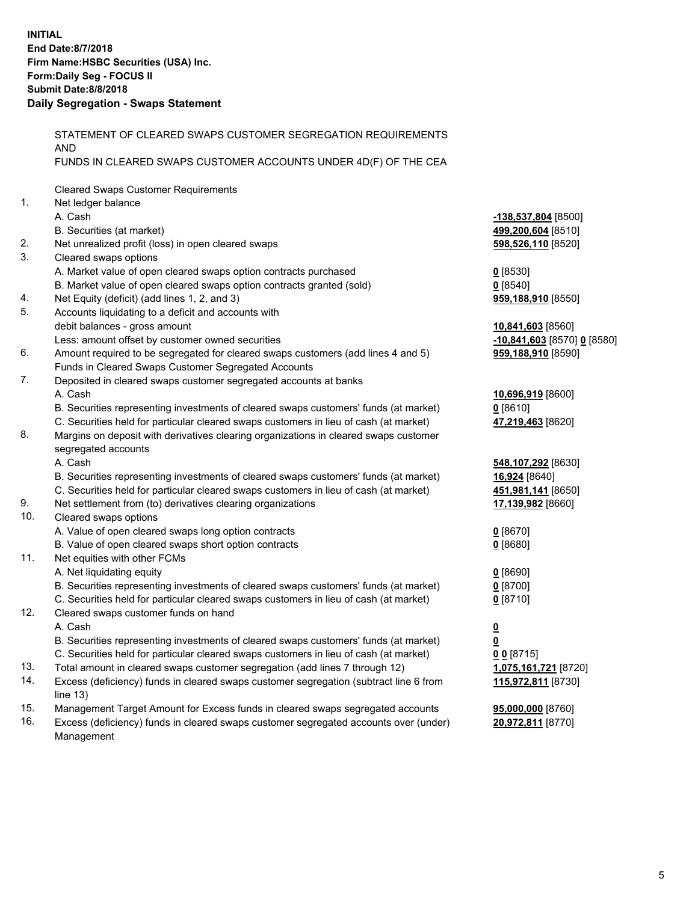**INITIAL**
**End Date:8/7/2018**
**Firm Name:HSBC Securities (USA) Inc.**
**Form:Daily Seg - FOCUS II**
**Submit Date:8/8/2018**
**Daily Segregation - Swaps Statement**

STATEMENT OF CLEARED SWAPS CUSTOMER SEGREGATION REQUIREMENTS AND FUNDS IN CLEARED SWAPS CUSTOMER ACCOUNTS UNDER 4D(F) OF THE CEA

| | | |
|---|---|---|
| | Cleared Swaps Customer Requirements | |
| 1. | Net ledger balance | |
| | A. Cash | **-138,537,804** [8500] |
| | B. Securities (at market) | **499,200,604** [8510] |
| 2. | Net unrealized profit (loss) in open cleared swaps | **598,526,110** [8520] |
| 3. | Cleared swaps options | |
| | A. Market value of open cleared swaps option contracts purchased | **0** [8530] |
| | B. Market value of open cleared swaps option contracts granted (sold) | **0** [8540] |
| 4. | Net Equity (deficit) (add lines 1, 2, and 3) | **959,188,910** [8550] |
| 5. | Accounts liquidating to a deficit and accounts with debit balances - gross amount | **10,841,603** [8560] |
| | Less: amount offset by customer owned securities | **-10,841,603** [8570] **0** [8580] |
| 6. | Amount required to be segregated for cleared swaps customers (add lines 4 and 5) | **959,188,910** [8590] |
| | Funds in Cleared Swaps Customer Segregated Accounts | |
| 7. | Deposited in cleared swaps customer segregated accounts at banks | |
| | A. Cash | **10,696,919** [8600] |
| | B. Securities representing investments of cleared swaps customers' funds (at market) | **0** [8610] |
| | C. Securities held for particular cleared swaps customers in lieu of cash (at market) | **47,219,463** [8620] |
| 8. | Margins on deposit with derivatives clearing organizations in cleared swaps customer segregated accounts | |
| | A. Cash | **548,107,292** [8630] |
| | B. Securities representing investments of cleared swaps customers' funds (at market) | **16,924** [8640] |
| | C. Securities held for particular cleared swaps customers in lieu of cash (at market) | **451,981,141** [8650] |
| 9. | Net settlement from (to) derivatives clearing organizations | **17,139,982** [8660] |
| 10. | Cleared swaps options | |
| | A. Value of open cleared swaps long option contracts | **0** [8670] |
| | B. Value of open cleared swaps short option contracts | **0** [8680] |
| 11. | Net equities with other FCMs | |
| | A. Net liquidating equity | **0** [8690] |
| | B. Securities representing investments of cleared swaps customers' funds (at market) | **0** [8700] |
| | C. Securities held for particular cleared swaps customers in lieu of cash (at market) | **0** [8710] |
| 12. | Cleared swaps customer funds on hand | |
| | A. Cash | **0** |
| | B. Securities representing investments of cleared swaps customers' funds (at market) | **0** |
| | C. Securities held for particular cleared swaps customers in lieu of cash (at market) | **0** **0** [8715] |
| 13. | Total amount in cleared swaps customer segregation (add lines 7 through 12) | **1,075,161,721** [8720] |
| 14. | Excess (deficiency) funds in cleared swaps customer segregation (subtract line 6 from line 13) | **115,972,811** [8730] |
| 15. | Management Target Amount for Excess funds in cleared swaps segregated accounts | **95,000,000** [8760] |
| 16. | Excess (deficiency) funds in cleared swaps customer segregated accounts over (under) Management | **20,972,811** [8770] |